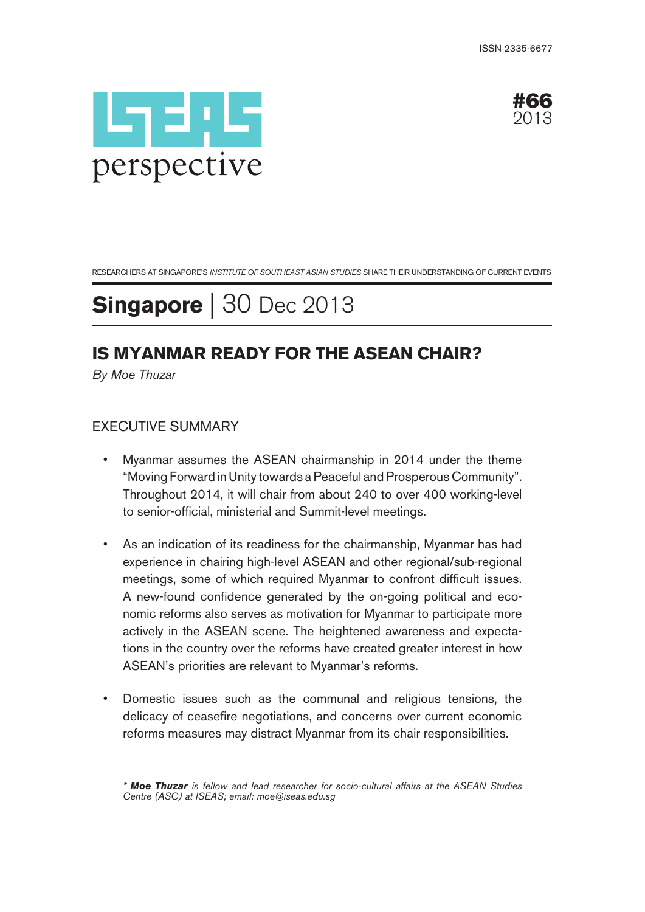ISSN 2335-6677

ISEAS perspective

#66 2013

RESEARCHERS AT SINGAPORE'S *INSTITUTE OF SOUTHEAST ASIAN STUDIES* SHARE THEIR UNDERSTANDING OF CURRENT EVENTS

**Singapore** | 30 Dec 2013

# IS MYANMAR READY FOR THE ASEAN CHAIR?

*By Moe Thuzar*

## EXECUTIVE SUMMARY

- Myanmar assumes the ASEAN chairmanship in 2014 under the theme "Moving Forward in Unity towards a Peaceful and Prosperous Community". Throughout 2014, it will chair from about 240 to over 400 working-level to senior-official, ministerial and Summit-level meetings.

- As an indication of its readiness for the chairmanship, Myanmar has had experience in chairing high-level ASEAN and other regional/sub-regional meetings, some of which required Myanmar to confront difficult issues. A new-found confidence generated by the on-going political and economic reforms also serves as motivation for Myanmar to participate more actively in the ASEAN scene. The heightened awareness and expectations in the country over the reforms have created greater interest in how ASEAN's priorities are relevant to Myanmar's reforms.

- Domestic issues such as the communal and religious tensions, the delicacy of ceasefire negotiations, and concerns over current economic reforms measures may distract Myanmar from its chair responsibilities.

\* ***Moe Thuzar*** *is fellow and lead researcher for socio-cultural affairs at the ASEAN Studies Centre (ASC) at ISEAS; email: moe@iseas.edu.sg*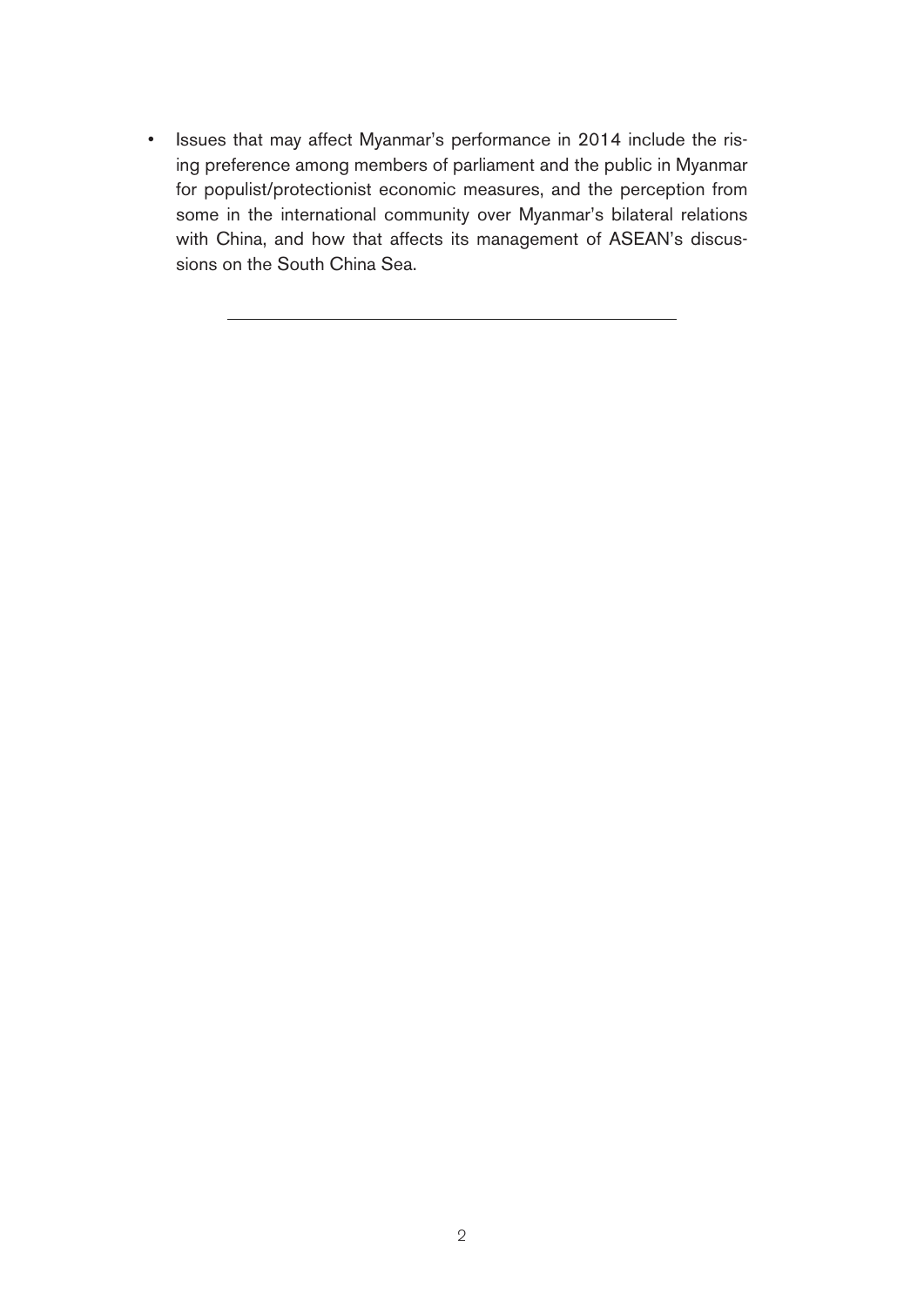- Issues that may affect Myanmar's performance in 2014 include the rising preference among members of parliament and the public in Myanmar for populist/protectionist economic measures, and the perception from some in the international community over Myanmar's bilateral relations with China, and how that affects its management of ASEAN's discussions on the South China Sea.

---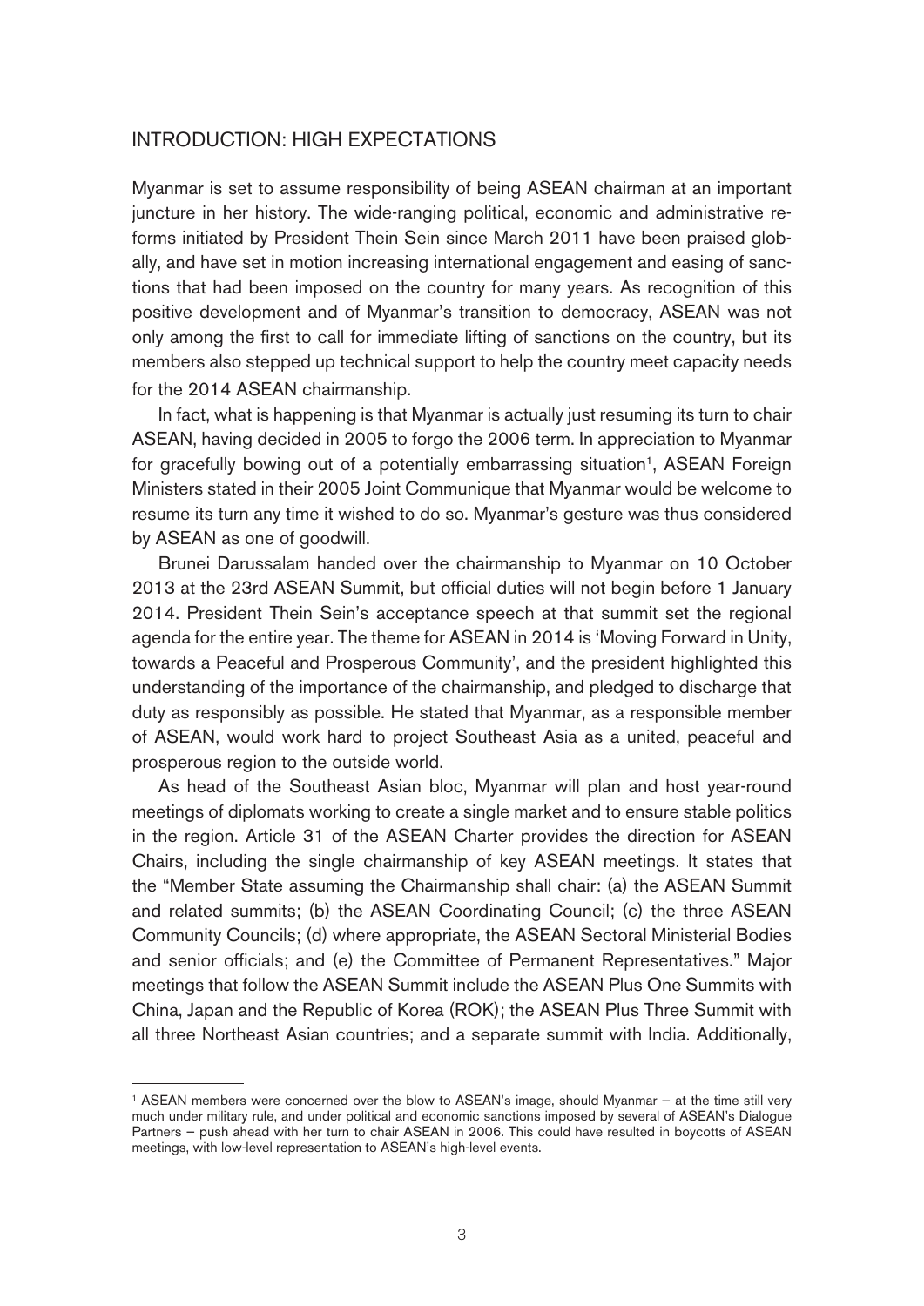## INTRODUCTION: HIGH EXPECTATIONS

Myanmar is set to assume responsibility of being ASEAN chairman at an important juncture in her history. The wide-ranging political, economic and administrative reforms initiated by President Thein Sein since March 2011 have been praised globally, and have set in motion increasing international engagement and easing of sanctions that had been imposed on the country for many years. As recognition of this positive development and of Myanmar's transition to democracy, ASEAN was not only among the first to call for immediate lifting of sanctions on the country, but its members also stepped up technical support to help the country meet capacity needs for the 2014 ASEAN chairmanship.

In fact, what is happening is that Myanmar is actually just resuming its turn to chair ASEAN, having decided in 2005 to forgo the 2006 term. In appreciation to Myanmar for gracefully bowing out of a potentially embarrassing situation[1], ASEAN Foreign Ministers stated in their 2005 Joint Communique that Myanmar would be welcome to resume its turn any time it wished to do so. Myanmar's gesture was thus considered by ASEAN as one of goodwill.

Brunei Darussalam handed over the chairmanship to Myanmar on 10 October 2013 at the 23rd ASEAN Summit, but official duties will not begin before 1 January 2014. President Thein Sein's acceptance speech at that summit set the regional agenda for the entire year. The theme for ASEAN in 2014 is 'Moving Forward in Unity, towards a Peaceful and Prosperous Community', and the president highlighted this understanding of the importance of the chairmanship, and pledged to discharge that duty as responsibly as possible. He stated that Myanmar, as a responsible member of ASEAN, would work hard to project Southeast Asia as a united, peaceful and prosperous region to the outside world.

As head of the Southeast Asian bloc, Myanmar will plan and host year-round meetings of diplomats working to create a single market and to ensure stable politics in the region. Article 31 of the ASEAN Charter provides the direction for ASEAN Chairs, including the single chairmanship of key ASEAN meetings. It states that the "Member State assuming the Chairmanship shall chair: (a) the ASEAN Summit and related summits; (b) the ASEAN Coordinating Council; (c) the three ASEAN Community Councils; (d) where appropriate, the ASEAN Sectoral Ministerial Bodies and senior officials; and (e) the Committee of Permanent Representatives." Major meetings that follow the ASEAN Summit include the ASEAN Plus One Summits with China, Japan and the Republic of Korea (ROK); the ASEAN Plus Three Summit with all three Northeast Asian countries; and a separate summit with India. Additionally,

---

[1] ASEAN members were concerned over the blow to ASEAN's image, should Myanmar – at the time still very much under military rule, and under political and economic sanctions imposed by several of ASEAN's Dialogue Partners – push ahead with her turn to chair ASEAN in 2006. This could have resulted in boycotts of ASEAN meetings, with low-level representation to ASEAN's high-level events.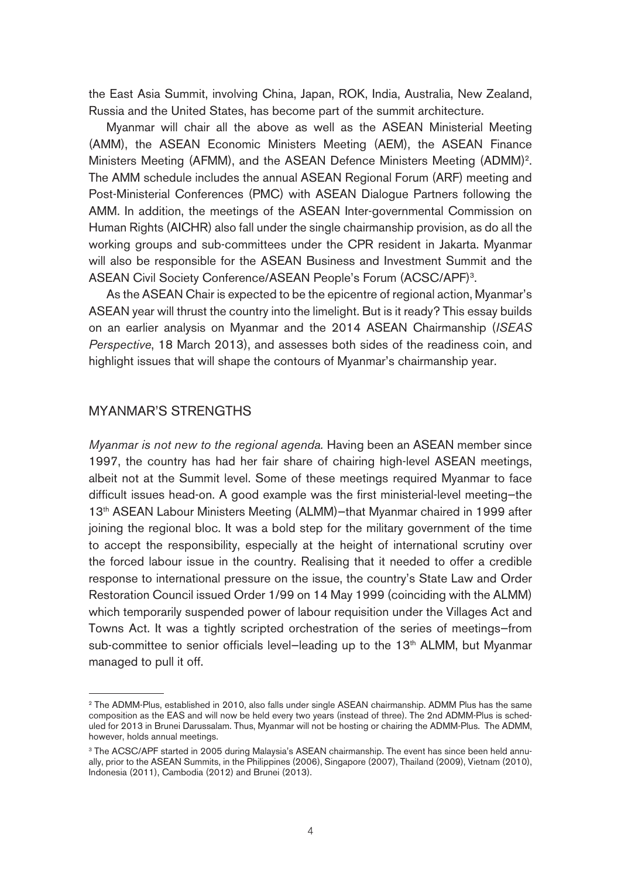the East Asia Summit, involving China, Japan, ROK, India, Australia, New Zealand, Russia and the United States, has become part of the summit architecture.

Myanmar will chair all the above as well as the ASEAN Ministerial Meeting (AMM), the ASEAN Economic Ministers Meeting (AEM), the ASEAN Finance Ministers Meeting (AFMM), and the ASEAN Defence Ministers Meeting (ADMM)[2]. The AMM schedule includes the annual ASEAN Regional Forum (ARF) meeting and Post-Ministerial Conferences (PMC) with ASEAN Dialogue Partners following the AMM. In addition, the meetings of the ASEAN Inter-governmental Commission on Human Rights (AICHR) also fall under the single chairmanship provision, as do all the working groups and sub-committees under the CPR resident in Jakarta. Myanmar will also be responsible for the ASEAN Business and Investment Summit and the ASEAN Civil Society Conference/ASEAN People's Forum (ACSC/APF)[3].

As the ASEAN Chair is expected to be the epicentre of regional action, Myanmar's ASEAN year will thrust the country into the limelight. But is it ready? This essay builds on an earlier analysis on Myanmar and the 2014 ASEAN Chairmanship (*ISEAS Perspective*, 18 March 2013), and assesses both sides of the readiness coin, and highlight issues that will shape the contours of Myanmar's chairmanship year.

## MYANMAR'S STRENGTHS

*Myanmar is not new to the regional agenda.* Having been an ASEAN member since 1997, the country has had her fair share of chairing high-level ASEAN meetings, albeit not at the Summit level. Some of these meetings required Myanmar to face difficult issues head-on. A good example was the first ministerial-level meeting—the 13th ASEAN Labour Ministers Meeting (ALMM)—that Myanmar chaired in 1999 after joining the regional bloc. It was a bold step for the military government of the time to accept the responsibility, especially at the height of international scrutiny over the forced labour issue in the country. Realising that it needed to offer a credible response to international pressure on the issue, the country's State Law and Order Restoration Council issued Order 1/99 on 14 May 1999 (coinciding with the ALMM) which temporarily suspended power of labour requisition under the Villages Act and Towns Act. It was a tightly scripted orchestration of the series of meetings—from sub-committee to senior officials level—leading up to the 13th ALMM, but Myanmar managed to pull it off.

---

[2] The ADMM-Plus, established in 2010, also falls under single ASEAN chairmanship. ADMM Plus has the same composition as the EAS and will now be held every two years (instead of three). The 2nd ADMM-Plus is scheduled for 2013 in Brunei Darussalam. Thus, Myanmar will not be hosting or chairing the ADMM-Plus. The ADMM, however, holds annual meetings.

[3] The ACSC/APF started in 2005 during Malaysia's ASEAN chairmanship. The event has since been held annually, prior to the ASEAN Summits, in the Philippines (2006), Singapore (2007), Thailand (2009), Vietnam (2010), Indonesia (2011), Cambodia (2012) and Brunei (2013).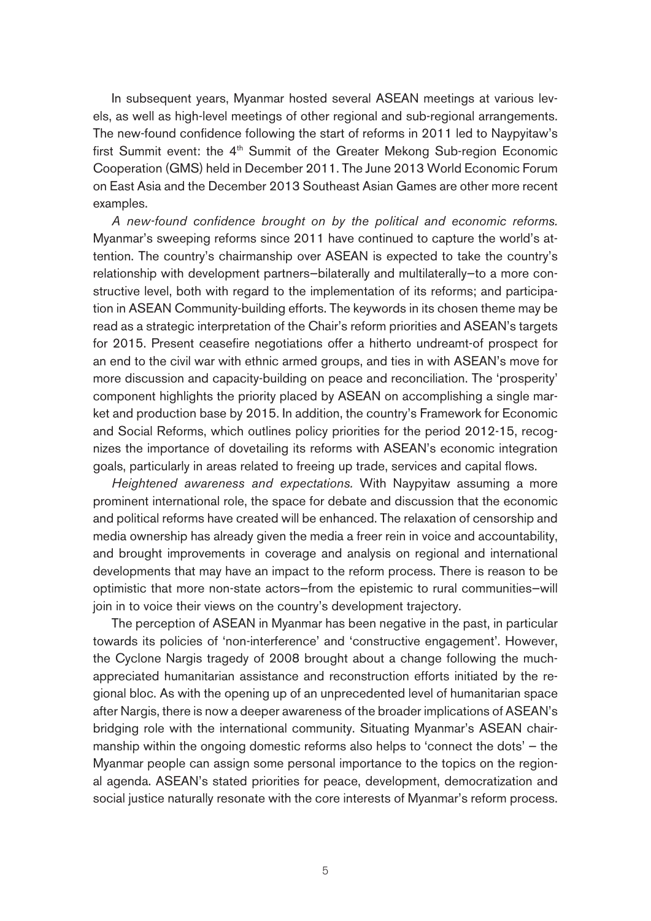In subsequent years, Myanmar hosted several ASEAN meetings at various levels, as well as high-level meetings of other regional and sub-regional arrangements. The new-found confidence following the start of reforms in 2011 led to Naypyitaw's first Summit event: the 4th Summit of the Greater Mekong Sub-region Economic Cooperation (GMS) held in December 2011. The June 2013 World Economic Forum on East Asia and the December 2013 Southeast Asian Games are other more recent examples.

*A new-found confidence brought on by the political and economic reforms.* Myanmar's sweeping reforms since 2011 have continued to capture the world's attention. The country's chairmanship over ASEAN is expected to take the country's relationship with development partners–bilaterally and multilaterally–to a more constructive level, both with regard to the implementation of its reforms; and participation in ASEAN Community-building efforts. The keywords in its chosen theme may be read as a strategic interpretation of the Chair's reform priorities and ASEAN's targets for 2015. Present ceasefire negotiations offer a hitherto undreamt-of prospect for an end to the civil war with ethnic armed groups, and ties in with ASEAN's move for more discussion and capacity-building on peace and reconciliation. The 'prosperity' component highlights the priority placed by ASEAN on accomplishing a single market and production base by 2015. In addition, the country's Framework for Economic and Social Reforms, which outlines policy priorities for the period 2012-15, recognizes the importance of dovetailing its reforms with ASEAN's economic integration goals, particularly in areas related to freeing up trade, services and capital flows.

*Heightened awareness and expectations.* With Naypyitaw assuming a more prominent international role, the space for debate and discussion that the economic and political reforms have created will be enhanced. The relaxation of censorship and media ownership has already given the media a freer rein in voice and accountability, and brought improvements in coverage and analysis on regional and international developments that may have an impact to the reform process. There is reason to be optimistic that more non-state actors–from the epistemic to rural communities–will join in to voice their views on the country's development trajectory.

The perception of ASEAN in Myanmar has been negative in the past, in particular towards its policies of 'non-interference' and 'constructive engagement'. However, the Cyclone Nargis tragedy of 2008 brought about a change following the much-appreciated humanitarian assistance and reconstruction efforts initiated by the regional bloc. As with the opening up of an unprecedented level of humanitarian space after Nargis, there is now a deeper awareness of the broader implications of ASEAN's bridging role with the international community. Situating Myanmar's ASEAN chairmanship within the ongoing domestic reforms also helps to 'connect the dots' – the Myanmar people can assign some personal importance to the topics on the regional agenda. ASEAN's stated priorities for peace, development, democratization and social justice naturally resonate with the core interests of Myanmar's reform process.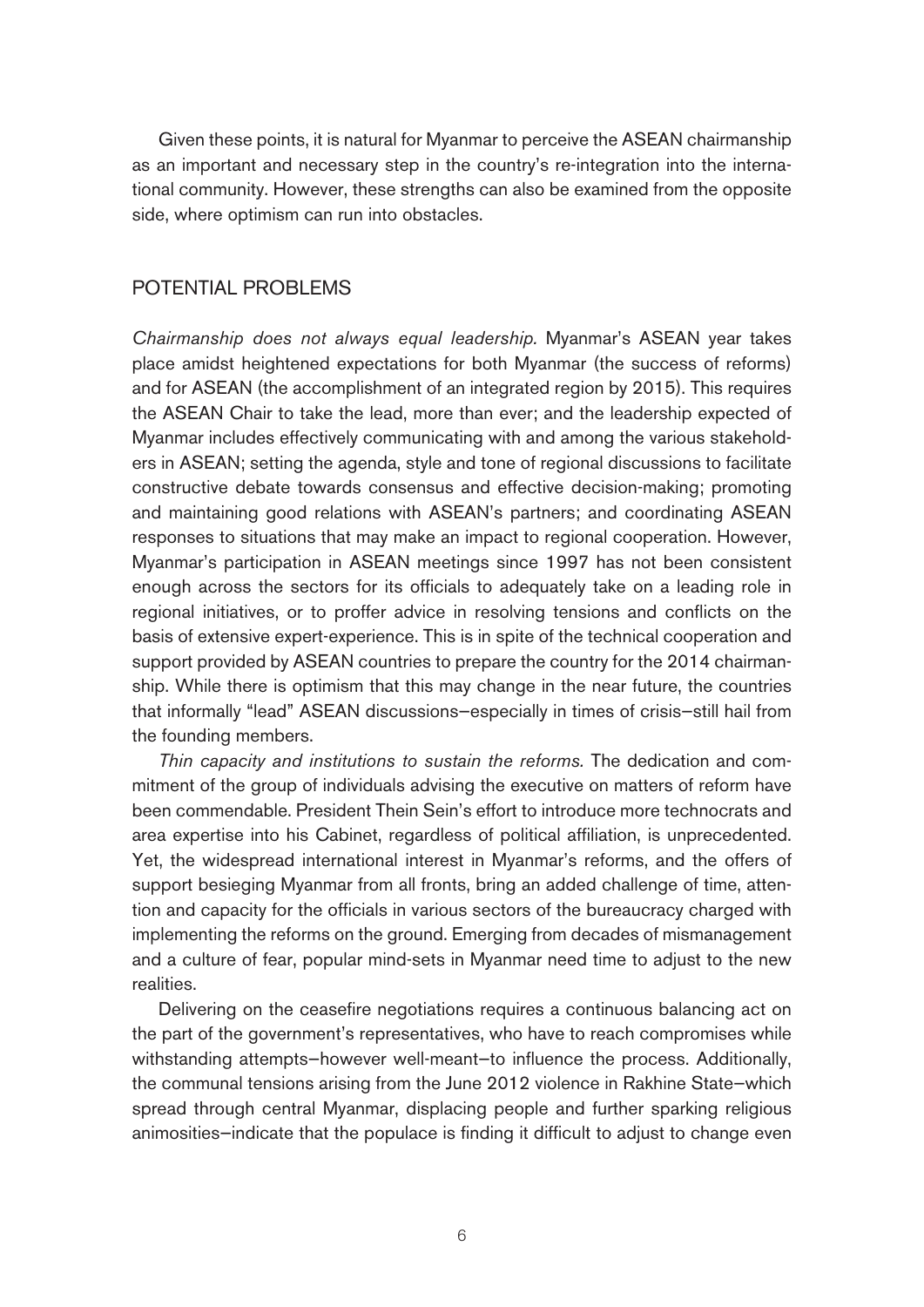Given these points, it is natural for Myanmar to perceive the ASEAN chairmanship as an important and necessary step in the country's re-integration into the international community. However, these strengths can also be examined from the opposite side, where optimism can run into obstacles.

## POTENTIAL PROBLEMS

*Chairmanship does not always equal leadership.* Myanmar's ASEAN year takes place amidst heightened expectations for both Myanmar (the success of reforms) and for ASEAN (the accomplishment of an integrated region by 2015). This requires the ASEAN Chair to take the lead, more than ever; and the leadership expected of Myanmar includes effectively communicating with and among the various stakeholders in ASEAN; setting the agenda, style and tone of regional discussions to facilitate constructive debate towards consensus and effective decision-making; promoting and maintaining good relations with ASEAN's partners; and coordinating ASEAN responses to situations that may make an impact to regional cooperation. However, Myanmar's participation in ASEAN meetings since 1997 has not been consistent enough across the sectors for its officials to adequately take on a leading role in regional initiatives, or to proffer advice in resolving tensions and conflicts on the basis of extensive expert-experience. This is in spite of the technical cooperation and support provided by ASEAN countries to prepare the country for the 2014 chairmanship. While there is optimism that this may change in the near future, the countries that informally "lead" ASEAN discussions—especially in times of crisis—still hail from the founding members.

*Thin capacity and institutions to sustain the reforms.* The dedication and commitment of the group of individuals advising the executive on matters of reform have been commendable. President Thein Sein's effort to introduce more technocrats and area expertise into his Cabinet, regardless of political affiliation, is unprecedented. Yet, the widespread international interest in Myanmar's reforms, and the offers of support besieging Myanmar from all fronts, bring an added challenge of time, attention and capacity for the officials in various sectors of the bureaucracy charged with implementing the reforms on the ground. Emerging from decades of mismanagement and a culture of fear, popular mind-sets in Myanmar need time to adjust to the new realities.

Delivering on the ceasefire negotiations requires a continuous balancing act on the part of the government's representatives, who have to reach compromises while withstanding attempts—however well-meant—to influence the process. Additionally, the communal tensions arising from the June 2012 violence in Rakhine State—which spread through central Myanmar, displacing people and further sparking religious animosities—indicate that the populace is finding it difficult to adjust to change even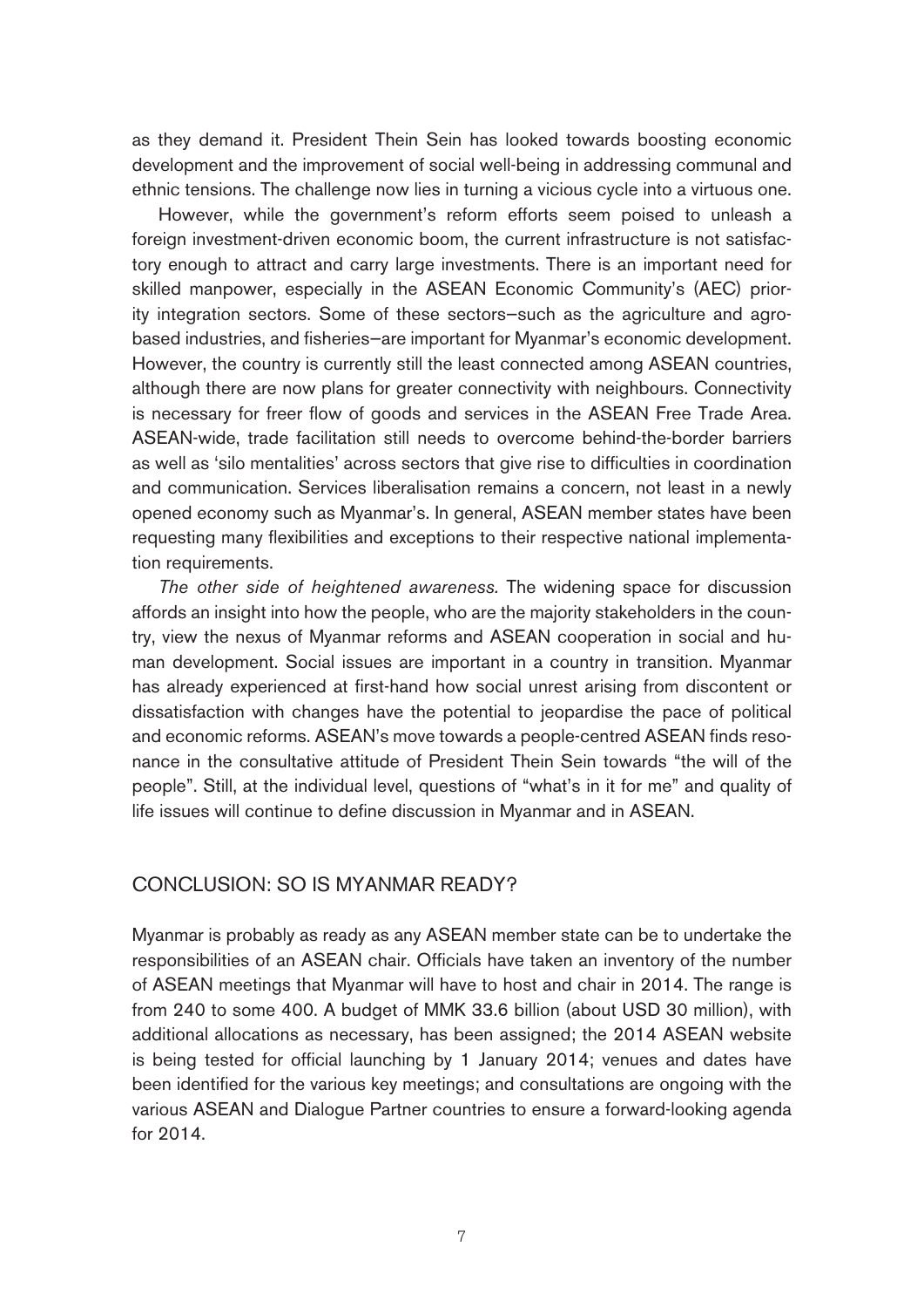as they demand it. President Thein Sein has looked towards boosting economic development and the improvement of social well-being in addressing communal and ethnic tensions. The challenge now lies in turning a vicious cycle into a virtuous one.

However, while the government's reform efforts seem poised to unleash a foreign investment-driven economic boom, the current infrastructure is not satisfactory enough to attract and carry large investments. There is an important need for skilled manpower, especially in the ASEAN Economic Community's (AEC) priority integration sectors. Some of these sectors—such as the agriculture and agro-based industries, and fisheries—are important for Myanmar's economic development. However, the country is currently still the least connected among ASEAN countries, although there are now plans for greater connectivity with neighbours. Connectivity is necessary for freer flow of goods and services in the ASEAN Free Trade Area. ASEAN-wide, trade facilitation still needs to overcome behind-the-border barriers as well as 'silo mentalities' across sectors that give rise to difficulties in coordination and communication. Services liberalisation remains a concern, not least in a newly opened economy such as Myanmar's. In general, ASEAN member states have been requesting many flexibilities and exceptions to their respective national implementation requirements.

*The other side of heightened awareness.* The widening space for discussion affords an insight into how the people, who are the majority stakeholders in the country, view the nexus of Myanmar reforms and ASEAN cooperation in social and human development. Social issues are important in a country in transition. Myanmar has already experienced at first-hand how social unrest arising from discontent or dissatisfaction with changes have the potential to jeopardise the pace of political and economic reforms. ASEAN's move towards a people-centred ASEAN finds resonance in the consultative attitude of President Thein Sein towards "the will of the people". Still, at the individual level, questions of "what's in it for me" and quality of life issues will continue to define discussion in Myanmar and in ASEAN.

## CONCLUSION: SO IS MYANMAR READY?

Myanmar is probably as ready as any ASEAN member state can be to undertake the responsibilities of an ASEAN chair. Officials have taken an inventory of the number of ASEAN meetings that Myanmar will have to host and chair in 2014. The range is from 240 to some 400. A budget of MMK 33.6 billion (about USD 30 million), with additional allocations as necessary, has been assigned; the 2014 ASEAN website is being tested for official launching by 1 January 2014; venues and dates have been identified for the various key meetings; and consultations are ongoing with the various ASEAN and Dialogue Partner countries to ensure a forward-looking agenda for 2014.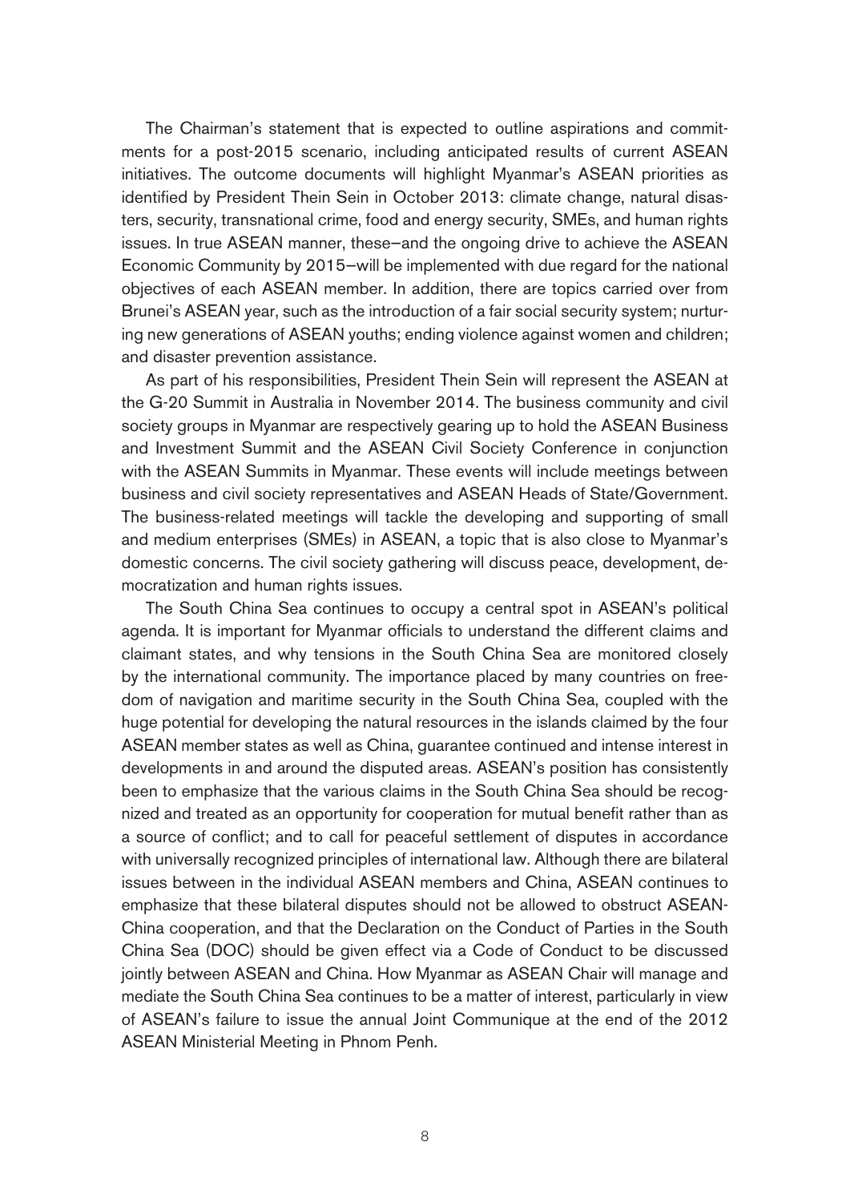The Chairman's statement that is expected to outline aspirations and commitments for a post-2015 scenario, including anticipated results of current ASEAN initiatives. The outcome documents will highlight Myanmar's ASEAN priorities as identified by President Thein Sein in October 2013: climate change, natural disasters, security, transnational crime, food and energy security, SMEs, and human rights issues. In true ASEAN manner, these—and the ongoing drive to achieve the ASEAN Economic Community by 2015—will be implemented with due regard for the national objectives of each ASEAN member. In addition, there are topics carried over from Brunei's ASEAN year, such as the introduction of a fair social security system; nurturing new generations of ASEAN youths; ending violence against women and children; and disaster prevention assistance.

As part of his responsibilities, President Thein Sein will represent the ASEAN at the G-20 Summit in Australia in November 2014. The business community and civil society groups in Myanmar are respectively gearing up to hold the ASEAN Business and Investment Summit and the ASEAN Civil Society Conference in conjunction with the ASEAN Summits in Myanmar. These events will include meetings between business and civil society representatives and ASEAN Heads of State/Government. The business-related meetings will tackle the developing and supporting of small and medium enterprises (SMEs) in ASEAN, a topic that is also close to Myanmar's domestic concerns. The civil society gathering will discuss peace, development, democratization and human rights issues.

The South China Sea continues to occupy a central spot in ASEAN's political agenda. It is important for Myanmar officials to understand the different claims and claimant states, and why tensions in the South China Sea are monitored closely by the international community. The importance placed by many countries on freedom of navigation and maritime security in the South China Sea, coupled with the huge potential for developing the natural resources in the islands claimed by the four ASEAN member states as well as China, guarantee continued and intense interest in developments in and around the disputed areas. ASEAN's position has consistently been to emphasize that the various claims in the South China Sea should be recognized and treated as an opportunity for cooperation for mutual benefit rather than as a source of conflict; and to call for peaceful settlement of disputes in accordance with universally recognized principles of international law. Although there are bilateral issues between in the individual ASEAN members and China, ASEAN continues to emphasize that these bilateral disputes should not be allowed to obstruct ASEAN-China cooperation, and that the Declaration on the Conduct of Parties in the South China Sea (DOC) should be given effect via a Code of Conduct to be discussed jointly between ASEAN and China. How Myanmar as ASEAN Chair will manage and mediate the South China Sea continues to be a matter of interest, particularly in view of ASEAN's failure to issue the annual Joint Communique at the end of the 2012 ASEAN Ministerial Meeting in Phnom Penh.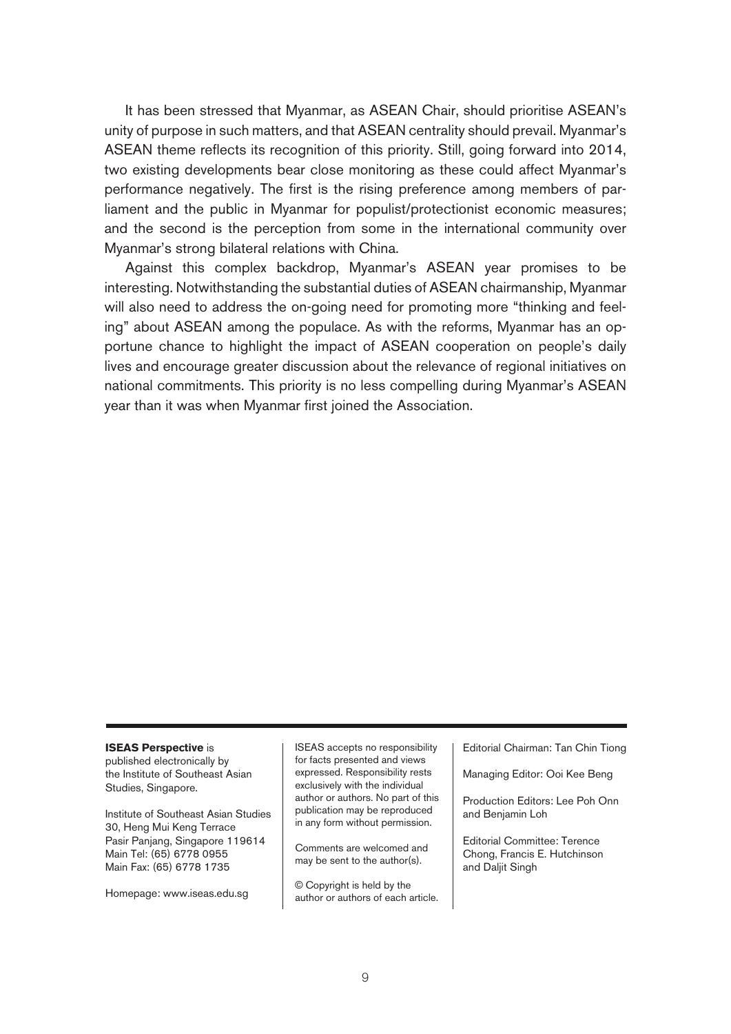It has been stressed that Myanmar, as ASEAN Chair, should prioritise ASEAN's unity of purpose in such matters, and that ASEAN centrality should prevail. Myanmar's ASEAN theme reflects its recognition of this priority. Still, going forward into 2014, two existing developments bear close monitoring as these could affect Myanmar's performance negatively. The first is the rising preference among members of parliament and the public in Myanmar for populist/protectionist economic measures; and the second is the perception from some in the international community over Myanmar's strong bilateral relations with China.

Against this complex backdrop, Myanmar's ASEAN year promises to be interesting. Notwithstanding the substantial duties of ASEAN chairmanship, Myanmar will also need to address the on-going need for promoting more "thinking and feeling" about ASEAN among the populace. As with the reforms, Myanmar has an opportune chance to highlight the impact of ASEAN cooperation on people's daily lives and encourage greater discussion about the relevance of regional initiatives on national commitments. This priority is no less compelling during Myanmar's ASEAN year than it was when Myanmar first joined the Association.

---

**ISEAS Perspective** is published electronically by the Institute of Southeast Asian Studies, Singapore.

Institute of Southeast Asian Studies
30, Heng Mui Keng Terrace
Pasir Panjang, Singapore 119614
Main Tel: (65) 6778 0955
Main Fax: (65) 6778 1735

Homepage: www.iseas.edu.sg

ISEAS accepts no responsibility for facts presented and views expressed. Responsibility rests exclusively with the individual author or authors. No part of this publication may be reproduced in any form without permission.

Comments are welcomed and may be sent to the author(s).

© Copyright is held by the author or authors of each article.

Editorial Chairman: Tan Chin Tiong

Managing Editor: Ooi Kee Beng

Production Editors: Lee Poh Onn and Benjamin Loh

Editorial Committee: Terence Chong, Francis E. Hutchinson and Daljit Singh